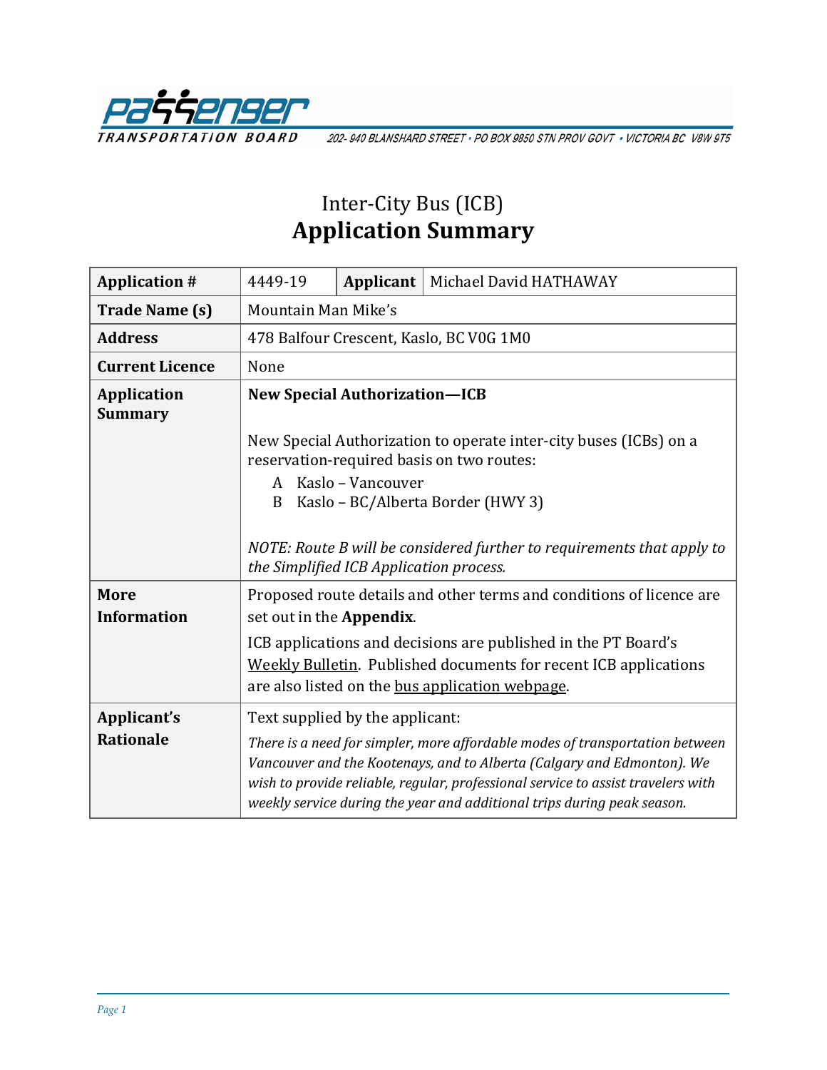PASSENGER TRANSPORTATION BOARD — 202- 940 BLANSHARD STREET • PO BOX 9850 STN PROV GOVT • VICTORIA BC V8W 9T5

# Inter-City Bus (ICB)
# Application Summary

| **Application #** | 4449-19 | **Applicant** | Michael David HATHAWAY |
|---|---|---|---|
| **Trade Name (s)** | Mountain Man Mike's | | |
| **Address** | 478 Balfour Crescent, Kaslo, BC V0G 1M0 | | |
| **Current Licence** | None | | |
| **Application Summary** | **New Special Authorization—ICB**<br><br>New Special Authorization to operate inter-city buses (ICBs) on a reservation-required basis on two routes:<br>A Kaslo – Vancouver<br>B Kaslo – BC/Alberta Border (HWY 3)<br><br>*NOTE: Route B will be considered further to requirements that apply to the Simplified ICB Application process.* | | |
| **More Information** | Proposed route details and other terms and conditions of licence are set out in the **Appendix**.<br><br>ICB applications and decisions are published in the PT Board's Weekly Bulletin. Published documents for recent ICB applications are also listed on the bus application webpage. | | |
| **Applicant's Rationale** | Text supplied by the applicant:<br><br>*There is a need for simpler, more affordable modes of transportation between Vancouver and the Kootenays, and to Alberta (Calgary and Edmonton). We wish to provide reliable, regular, professional service to assist travelers with weekly service during the year and additional trips during peak season.* | | |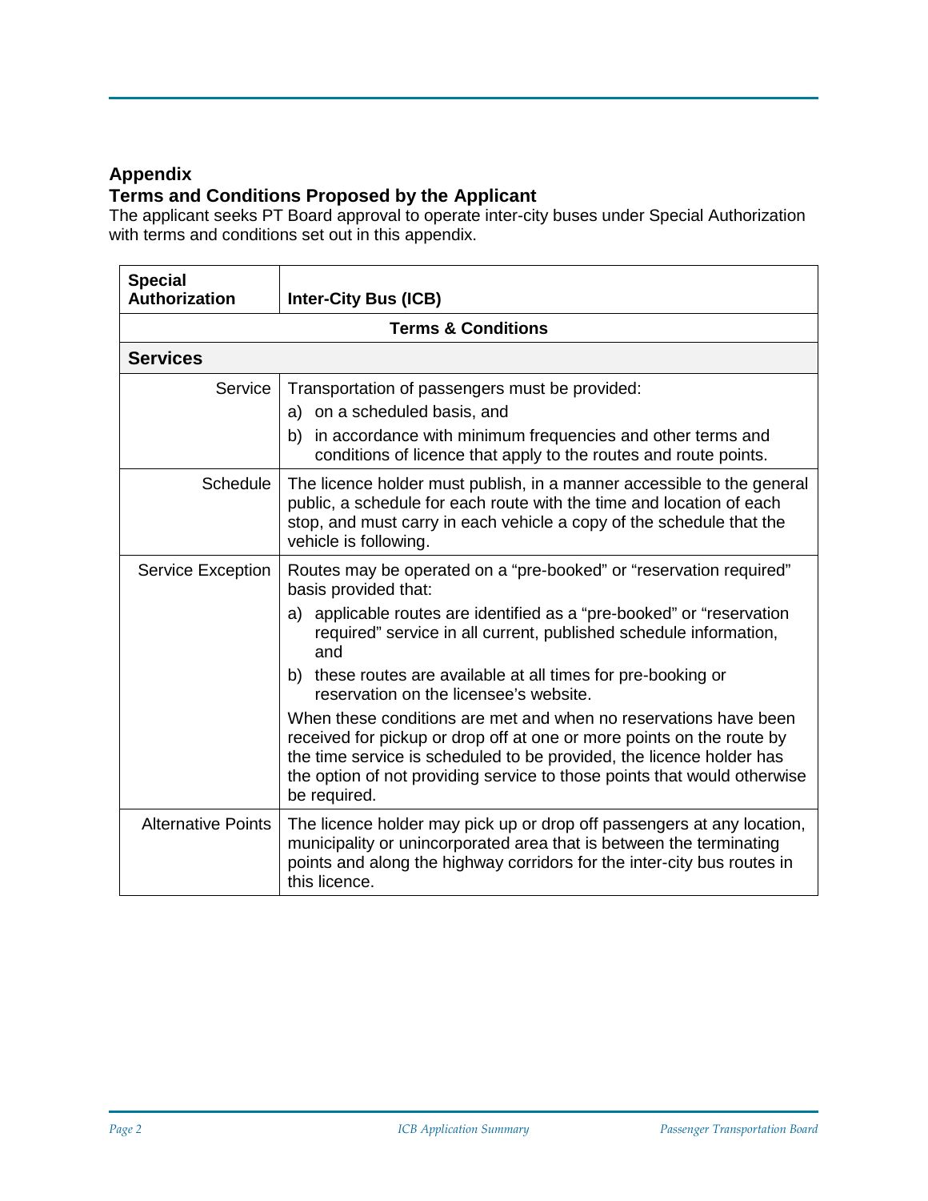## Appendix
## Terms and Conditions Proposed by the Applicant

The applicant seeks PT Board approval to operate inter-city buses under Special Authorization with terms and conditions set out in this appendix.

| **Special Authorization** | **Inter-City Bus (ICB)** |
|---|---|
| **Terms & Conditions** | |
| **Services** | |
| Service | Transportation of passengers must be provided:<br>a) on a scheduled basis, and<br>b) in accordance with minimum frequencies and other terms and conditions of licence that apply to the routes and route points. |
| Schedule | The licence holder must publish, in a manner accessible to the general public, a schedule for each route with the time and location of each stop, and must carry in each vehicle a copy of the schedule that the vehicle is following. |
| Service Exception | Routes may be operated on a "pre-booked" or "reservation required" basis provided that:<br>a) applicable routes are identified as a "pre-booked" or "reservation required" service in all current, published schedule information, and<br>b) these routes are available at all times for pre-booking or reservation on the licensee's website.<br>When these conditions are met and when no reservations have been received for pickup or drop off at one or more points on the route by the time service is scheduled to be provided, the licence holder has the option of not providing service to those points that would otherwise be required. |
| Alternative Points | The licence holder may pick up or drop off passengers at any location, municipality or unincorporated area that is between the terminating points and along the highway corridors for the inter-city bus routes in this licence. |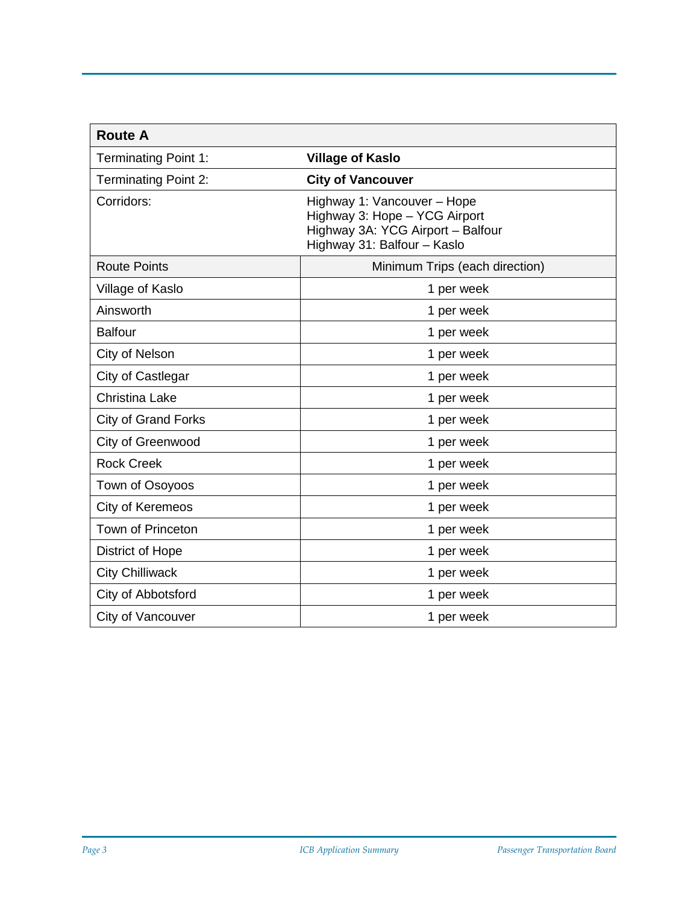| **Route A** | |
|---|---|
| Terminating Point 1: | **Village of Kaslo** |
| Terminating Point 2: | **City of Vancouver** |
| Corridors: | Highway 1: Vancouver – Hope<br>Highway 3: Hope – YCG Airport<br>Highway 3A: YCG Airport – Balfour<br>Highway 31: Balfour – Kaslo |
| Route Points | Minimum Trips (each direction) |
| Village of Kaslo | 1 per week |
| Ainsworth | 1 per week |
| Balfour | 1 per week |
| City of Nelson | 1 per week |
| City of Castlegar | 1 per week |
| Christina Lake | 1 per week |
| City of Grand Forks | 1 per week |
| City of Greenwood | 1 per week |
| Rock Creek | 1 per week |
| Town of Osoyoos | 1 per week |
| City of Keremeos | 1 per week |
| Town of Princeton | 1 per week |
| District of Hope | 1 per week |
| City Chilliwack | 1 per week |
| City of Abbotsford | 1 per week |
| City of Vancouver | 1 per week |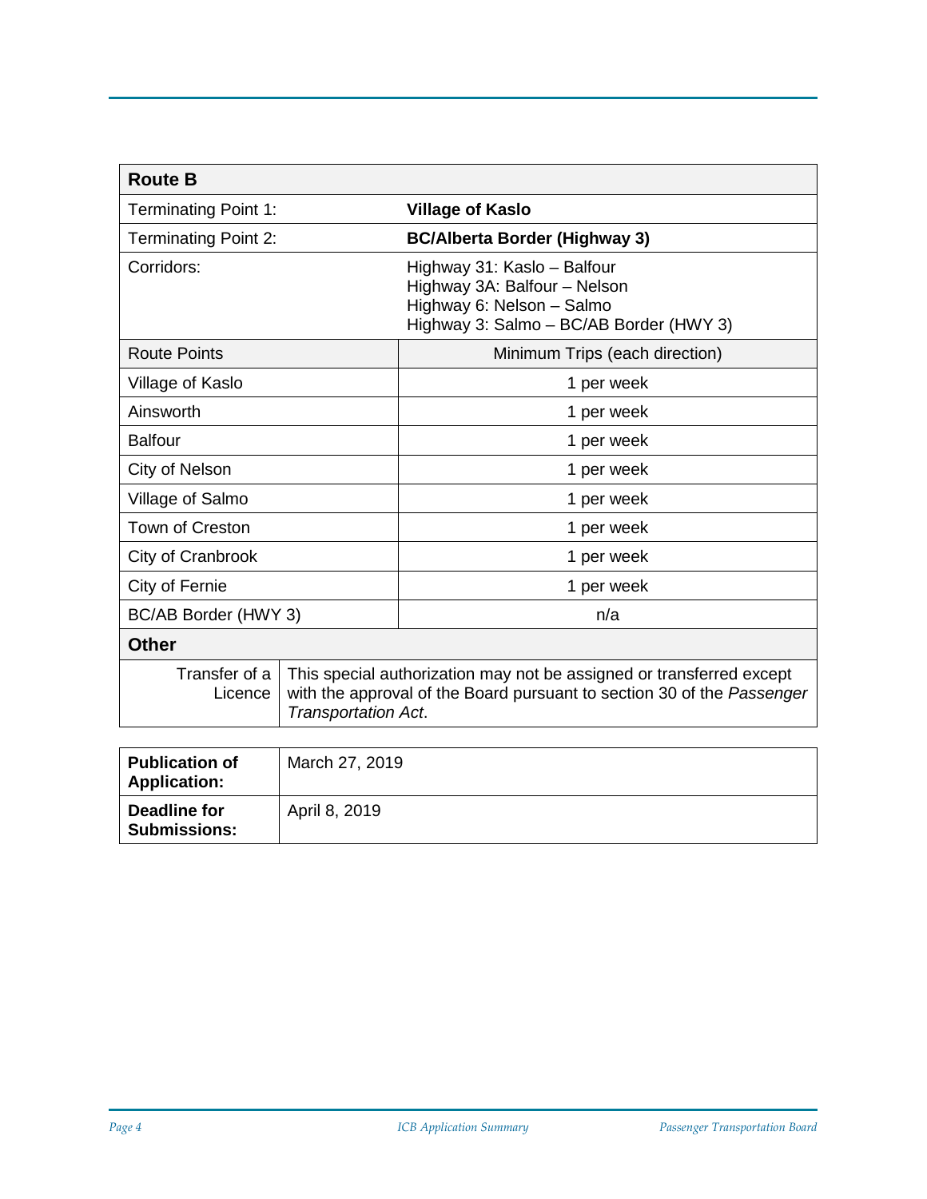| Route B | |
|---|---|
| Terminating Point 1: | **Village of Kaslo** |
| Terminating Point 2: | **BC/Alberta Border (Highway 3)** |
| Corridors: | Highway 31: Kaslo – Balfour<br>Highway 3A: Balfour – Nelson<br>Highway 6: Nelson – Salmo<br>Highway 3: Salmo – BC/AB Border (HWY 3) |
| Route Points | Minimum Trips (each direction) |
| Village of Kaslo | 1 per week |
| Ainsworth | 1 per week |
| Balfour | 1 per week |
| City of Nelson | 1 per week |
| Village of Salmo | 1 per week |
| Town of Creston | 1 per week |
| City of Cranbrook | 1 per week |
| City of Fernie | 1 per week |
| BC/AB Border (HWY 3) | n/a |

| Other | |
|---|---|
| Transfer of a Licence | This special authorization may not be assigned or transferred except with the approval of the Board pursuant to section 30 of the *Passenger Transportation Act*. |

| | |
|---|---|
| **Publication of Application:** | March 27, 2019 |
| **Deadline for Submissions:** | April 8, 2019 |